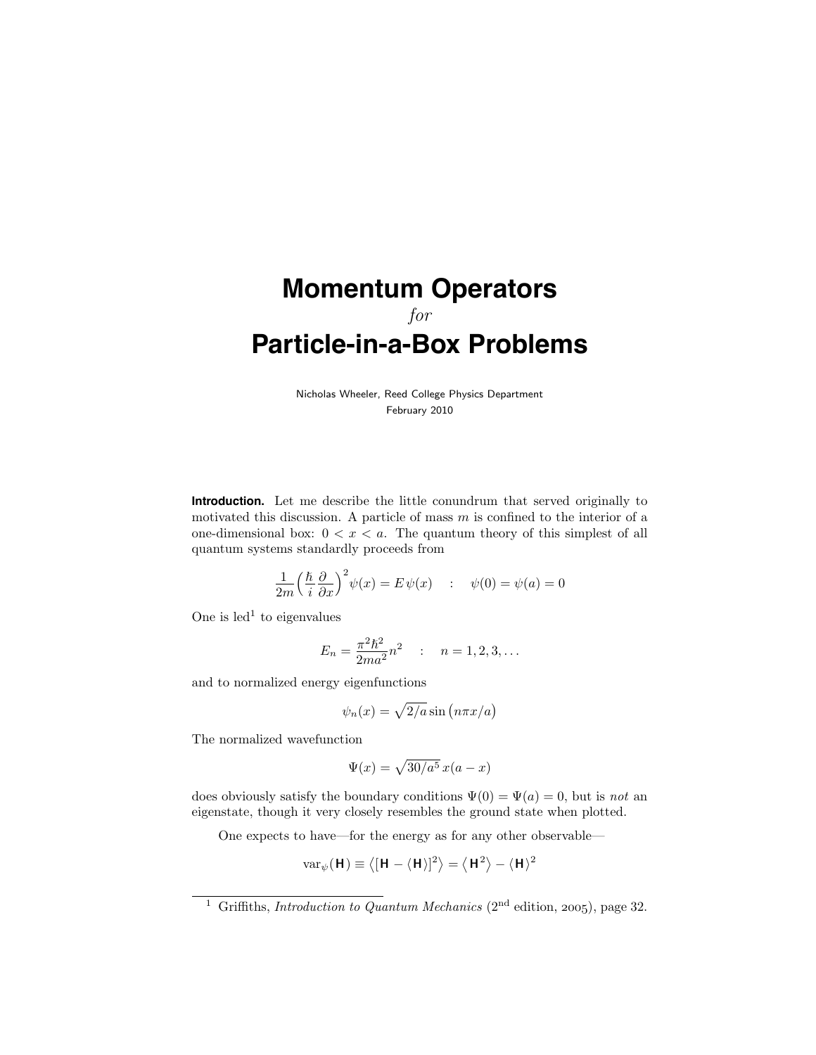# Momentum Operators

*for*

# Particle-in-a-Box Problems

Nicholas Wheeler, Reed College Physics Department
February 2010

**Introduction.** Let me describe the little conundrum that served originally to motivated this discussion. A particle of mass $m$ is confined to the interior of a one-dimensional box: $0 < x < a$. The quantum theory of this simplest of all quantum systems standardly proceeds from

$$\frac{1}{2m}\Big(\frac{\hbar}{i}\frac{\partial}{\partial x}\Big)^2\psi(x) = E\,\psi(x) \quad : \quad \psi(0) = \psi(a) = 0$$

One is led[1] to eigenvalues

$$E_n = \frac{\pi^2\hbar^2}{2ma^2}n^2 \quad : \quad n = 1, 2, 3, \ldots$$

and to normalized energy eigenfunctions

$$\psi_n(x) = \sqrt{2/a}\,\sin\big(n\pi x/a\big)$$

The normalized wavefunction

$$\Psi(x) = \sqrt{30/a^5}\,x(a-x)$$

does obviously satisfy the boundary conditions $\Psi(0) = \Psi(a) = 0$, but is *not* an eigenstate, though it very closely resembles the ground state when plotted.

One expects to have—for the energy as for any other observable—

$$\mathrm{var}_\psi(\mathsf{H}) \equiv \big\langle[\mathsf{H} - \langle\mathsf{H}\rangle]^2\big\rangle = \big\langle\mathsf{H}^2\big\rangle - \big\langle\mathsf{H}\big\rangle^2$$

---

[1] Griffiths, *Introduction to Quantum Mechanics* ($2^{\text{nd}}$ edition, 2005), page 32.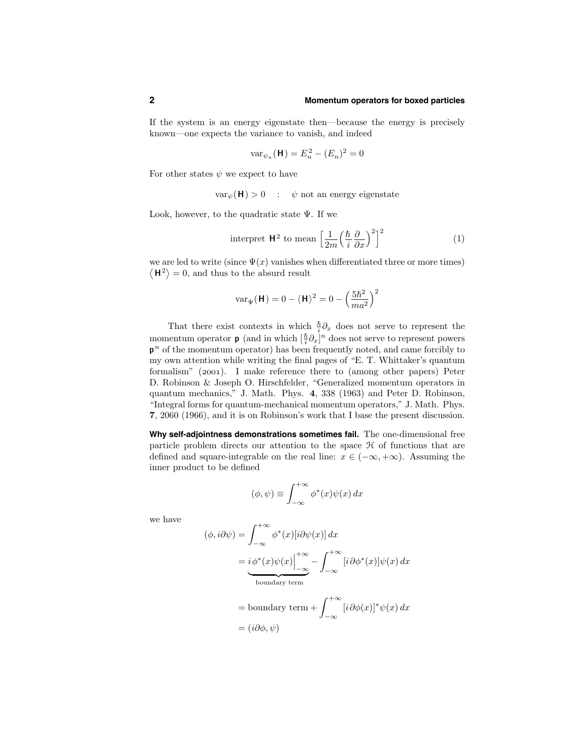If the system is an energy eigenstate then—because the energy is precisely known—one expects the variance to vanish, and indeed

$$\mathrm{var}_{\psi_n}(\mathbf{H}) = E_n^2 - (E_n)^2 = 0$$

For other states $\psi$ we expect to have

$$\mathrm{var}_{\psi}(\mathbf{H}) > 0 \quad : \quad \psi \text{ not an energy eigenstate}$$

Look, however, to the quadratic state $\Psi$. If we

$$\text{interpret } \mathbf{H}^2 \text{ to mean } \Big[\frac{1}{2m}\Big(\frac{\hbar}{i}\frac{\partial}{\partial x}\Big)^2\Big]^2 \tag{1}$$

we are led to write (since $\Psi(x)$ vanishes when differentiated three or more times) $\langle \mathbf{H}^2\rangle = 0$, and thus to the absurd result

$$\mathrm{var}_{\Psi}(\mathbf{H}) = 0 - \langle \mathbf{H}\rangle^2 = 0 - \Big(\frac{5\hbar^2}{ma^2}\Big)^2$$

That there exist contexts in which $\frac{\hbar}{i}\partial_x$ does not serve to represent the momentum operator $\mathbf{p}$ (and in which $[\frac{\hbar}{i}\partial_x]^n$ does not serve to represent powers $\mathbf{p}^n$ of the momentum operator) has been frequently noted, and came forcibly to my own attention while writing the final pages of "E. T. Whittaker's quantum formalism" (2001). I make reference there to (among other papers) Peter D. Robinson & Joseph O. Hirschfelder, "Generalized momentum operators in quantum mechanics," J. Math. Phys. **4**, 338 (1963) and Peter D. Robinson, "Integral forms for quantum-mechanical momentum operators," J. Math. Phys. **7**, 2060 (1966), and it is on Robinson's work that I base the present discussion.

**Why self-adjointness demonstrations sometimes fail.** The one-dimensional free particle problem directs our attention to the space $\mathcal{H}$ of functions that are defined and square-integrable on the real line: $x \in (-\infty, +\infty)$. Assuming the inner product to be defined

$$(\phi, \psi) \equiv \int_{-\infty}^{+\infty} \phi^*(x)\psi(x)\,dx$$

we have

$$\begin{aligned}
(\phi, i\partial\psi) &= \int_{-\infty}^{+\infty} \phi^*(x)[i\partial\psi(x)]\,dx \\
&= \underbrace{i\,\phi^*(x)\psi(x)\Big|_{-\infty}^{+\infty}}_{\text{boundary term}} - \int_{-\infty}^{+\infty} [i\,\partial\phi^*(x)]\psi(x)\,dx \\
&= \text{boundary term} + \int_{-\infty}^{+\infty} [i\,\partial\phi(x)]^*\psi(x)\,dx \\
&= (i\partial\phi, \psi)
\end{aligned}$$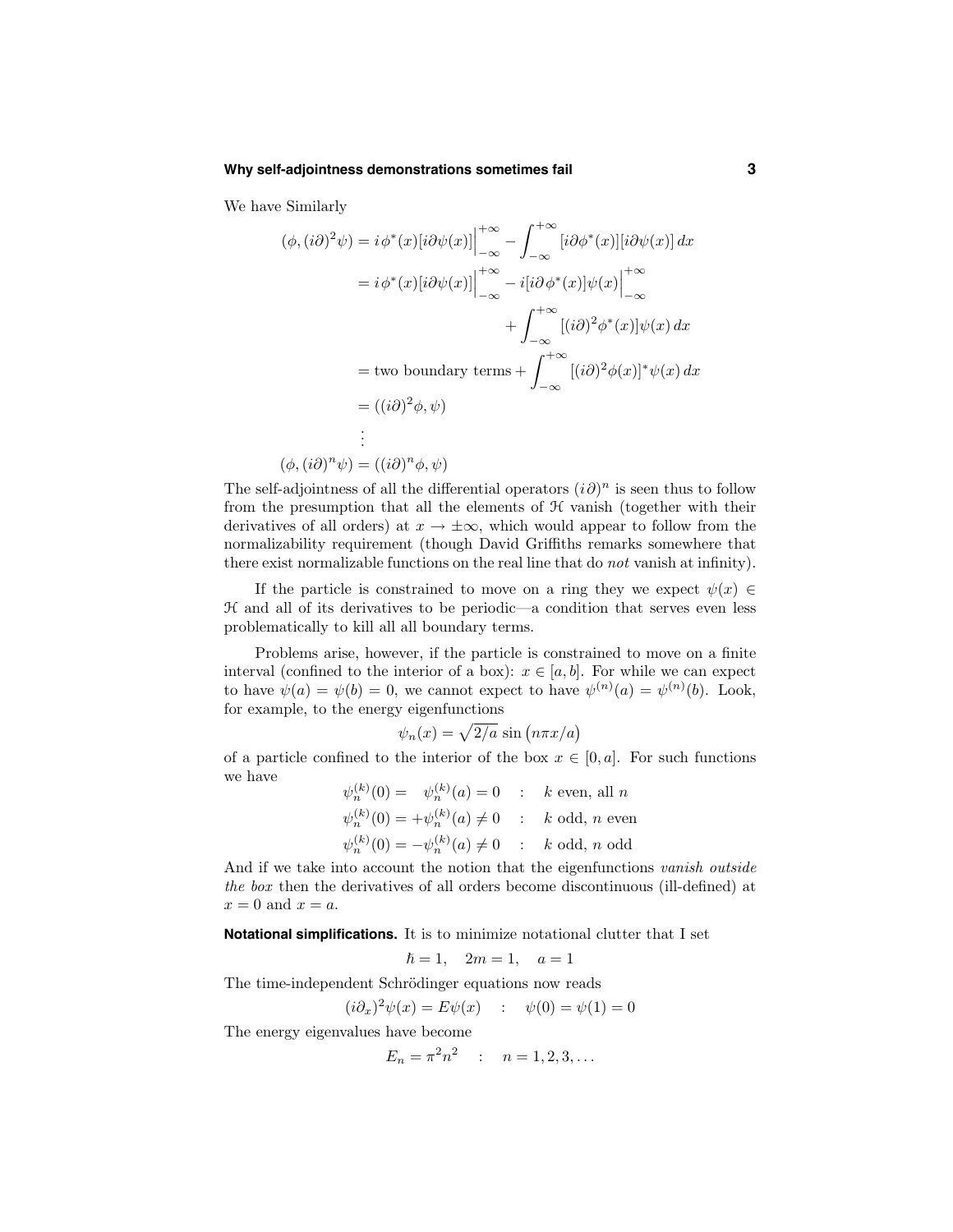We have Similarly

$$
\begin{aligned}
(\phi,(i\partial)^2\psi) &= i\,\phi^*(x)[i\partial\psi(x)]\Big|_{-\infty}^{+\infty} - \int_{-\infty}^{+\infty}[i\partial\phi^*(x)][i\partial\psi(x)]\,dx\\
&= i\,\phi^*(x)[i\partial\psi(x)]\Big|_{-\infty}^{+\infty} - i[i\partial\,\phi^*(x)]\psi(x)\Big|_{-\infty}^{+\infty}\\
&\qquad\qquad + \int_{-\infty}^{+\infty}[(i\partial)^2\phi^*(x)]\psi(x)\,dx\\
&= \text{two boundary terms} + \int_{-\infty}^{+\infty}[(i\partial)^2\phi(x)]^*\psi(x)\,dx\\
&= ((i\partial)^2\phi,\psi)\\
&\;\;\vdots\\
(\phi,(i\partial)^n\psi) &= ((i\partial)^n\phi,\psi)
\end{aligned}
$$

The self-adjointness of all the differential operators $(i\partial)^n$ is seen thus to follow from the presumption that all the elements of $\mathcal{H}$ vanish (together with their derivatives of all orders) at $x \to \pm\infty$, which would appear to follow from the normalizability requirement (though David Griffiths remarks somewhere that there exist normalizable functions on the real line that do *not* vanish at infinity).

If the particle is constrained to move on a ring they we expect $\psi(x) \in \mathcal{H}$ and all of its derivatives to be periodic—a condition that serves even less problematically to kill all all boundary terms.

Problems arise, however, if the particle is constrained to move on a finite interval (confined to the interior of a box): $x \in [a,b]$. For while we can expect to have $\psi(a) = \psi(b) = 0$, we cannot expect to have $\psi^{(n)}(a) = \psi^{(n)}(b)$. Look, for example, to the energy eigenfunctions

$$
\psi_n(x) = \sqrt{2/a}\,\sin\big(n\pi x/a\big)
$$

of a particle confined to the interior of the box $x \in [0,a]$. For such functions we have

$$
\begin{aligned}
\psi_n^{(k)}(0) &= \quad\psi_n^{(k)}(a) = 0 \quad &&: \quad k \text{ even, all } n\\
\psi_n^{(k)}(0) &= +\psi_n^{(k)}(a) \neq 0 \quad &&: \quad k \text{ odd, } n \text{ even}\\
\psi_n^{(k)}(0) &= -\psi_n^{(k)}(a) \neq 0 \quad &&: \quad k \text{ odd, } n \text{ odd}
\end{aligned}
$$

And if we take into account the notion that the eigenfunctions *vanish outside the box* then the derivatives of all orders become discontinuous (ill-defined) at $x = 0$ and $x = a$.

**Notational simplifications.** It is to minimize notational clutter that I set

$$
\hbar = 1, \quad 2m = 1, \quad a = 1
$$

The time-independent Schrödinger equations now reads

$$
(i\partial_x)^2\psi(x) = E\psi(x) \quad : \quad \psi(0) = \psi(1) = 0
$$

The energy eigenvalues have become

$$
E_n = \pi^2 n^2 \quad : \quad n = 1, 2, 3, \ldots
$$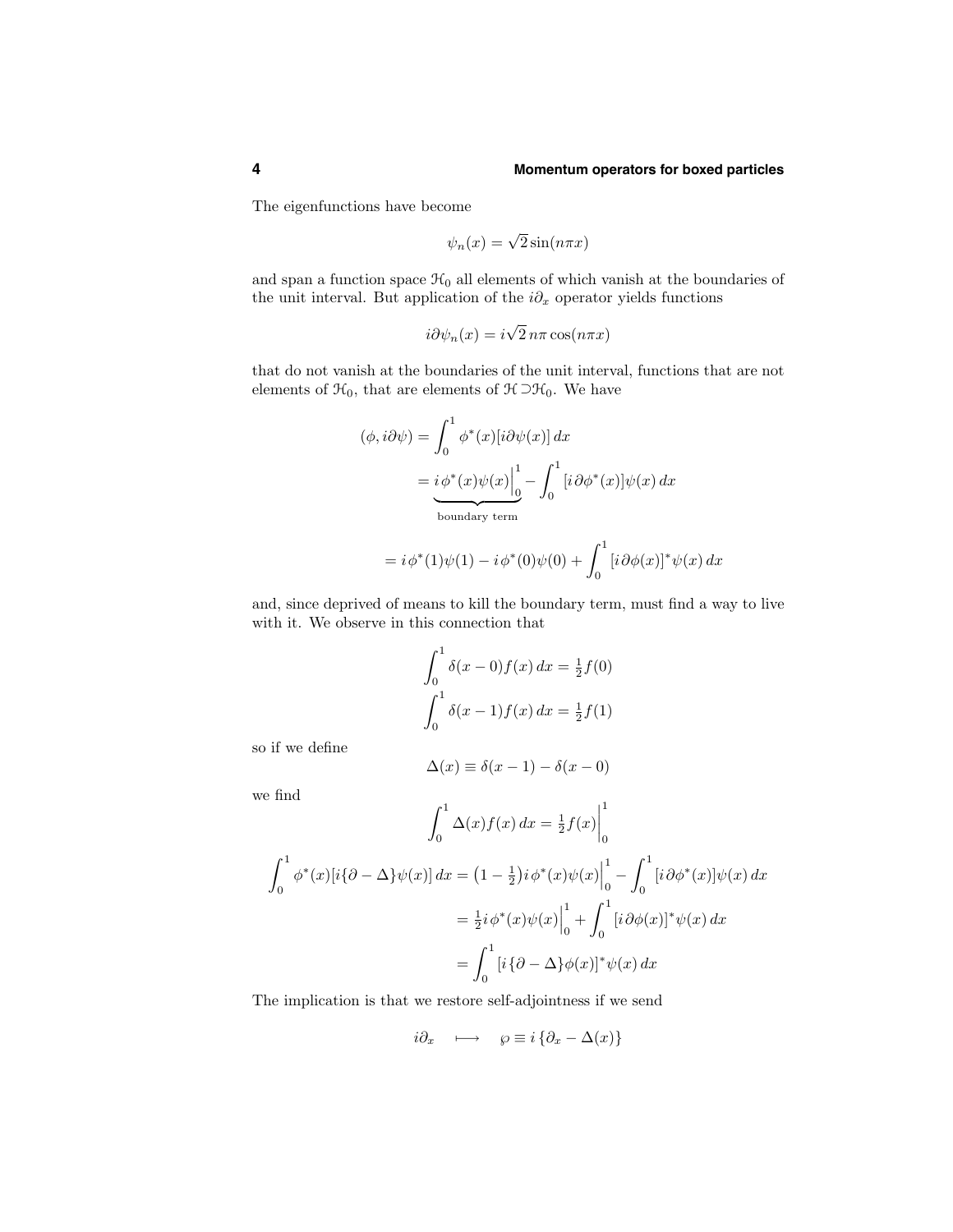The eigenfunctions have become

$$\psi_n(x) = \sqrt{2}\sin(n\pi x)$$

and span a function space $\mathcal{H}_0$ all elements of which vanish at the boundaries of the unit interval. But application of the $i\partial_x$ operator yields functions

$$i\partial\psi_n(x) = i\sqrt{2}\,n\pi\cos(n\pi x)$$

that do not vanish at the boundaries of the unit interval, functions that are not elements of $\mathcal{H}_0$, that are elements of $\mathcal{H}\supset\mathcal{H}_0$. We have

$$
\begin{aligned}
(\phi, i\partial\psi) &= \int_0^1 \phi^*(x)[i\partial\psi(x)]\,dx \\
&= \underbrace{i\,\phi^*(x)\psi(x)\Big|_0^1}_{\text{boundary term}} - \int_0^1 [i\,\partial\phi^*(x)]\psi(x)\,dx \\
&= i\,\phi^*(1)\psi(1) - i\,\phi^*(0)\psi(0) + \int_0^1 [i\,\partial\phi(x)]^*\psi(x)\,dx
\end{aligned}
$$

and, since deprived of means to kill the boundary term, must find a way to live with it. We observe in this connection that

$$
\begin{aligned}
\int_0^1 \delta(x-0)f(x)\,dx &= \tfrac{1}{2}f(0) \\
\int_0^1 \delta(x-1)f(x)\,dx &= \tfrac{1}{2}f(1)
\end{aligned}
$$

so if we define

$$\Delta(x) \equiv \delta(x-1) - \delta(x-0)$$

we find

$$\int_0^1 \Delta(x)f(x)\,dx = \tfrac{1}{2}f(x)\Big|_0^1$$

$$
\begin{aligned}
\int_0^1 \phi^*(x)[i\{\partial-\Delta\}\psi(x)]\,dx &= \big(1-\tfrac{1}{2}\big)i\,\phi^*(x)\psi(x)\Big|_0^1 - \int_0^1 [i\,\partial\phi^*(x)]\psi(x)\,dx \\
&= \tfrac{1}{2}i\,\phi^*(x)\psi(x)\Big|_0^1 + \int_0^1 [i\,\partial\phi(x)]^*\psi(x)\,dx \\
&= \int_0^1 [i\{\partial-\Delta\}\phi(x)]^*\psi(x)\,dx
\end{aligned}
$$

The implication is that we restore self-adjointness if we send

$$i\partial_x \quad\longmapsto\quad \wp \equiv i\,\{\partial_x - \Delta(x)\}$$